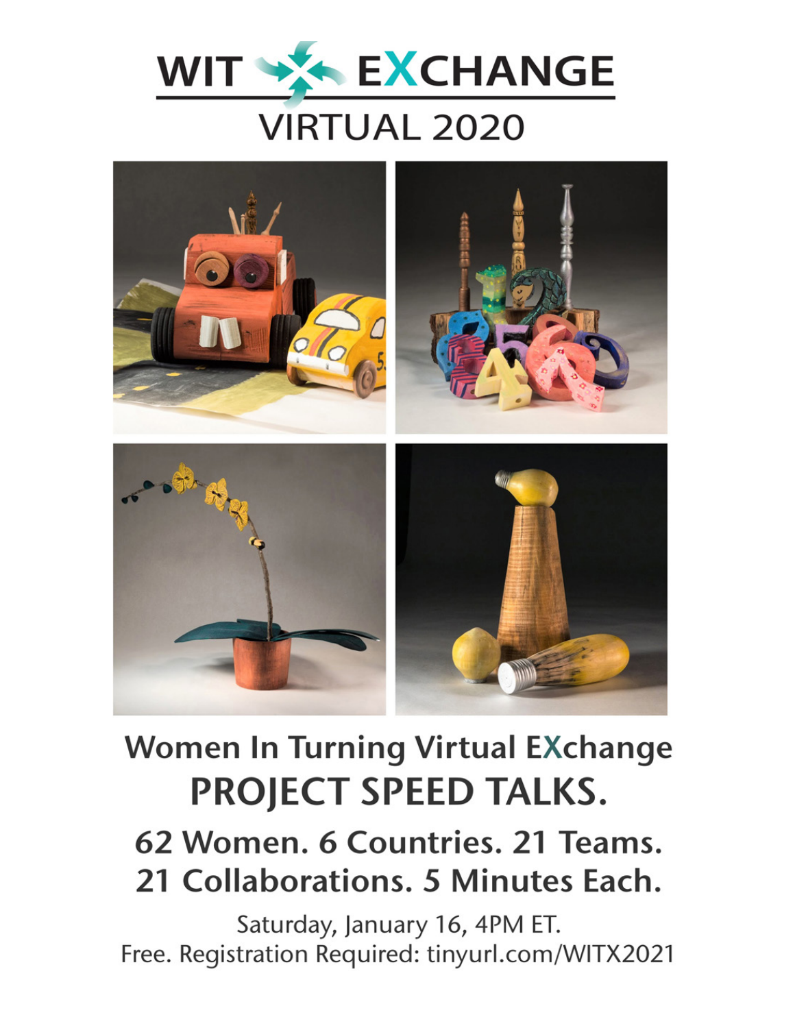# WIT EXCHANGE

## VIRTUAL 2020

## Women In Turning Virtual EXchange

# PROJECT SPEED TALKS.

### 62 Women. 6 Countries. 21 Teams.
### 21 Collaborations. 5 Minutes Each.

Saturday, January 16, 4PM ET.

Free. Registration Required: tinyurl.com/WITX2021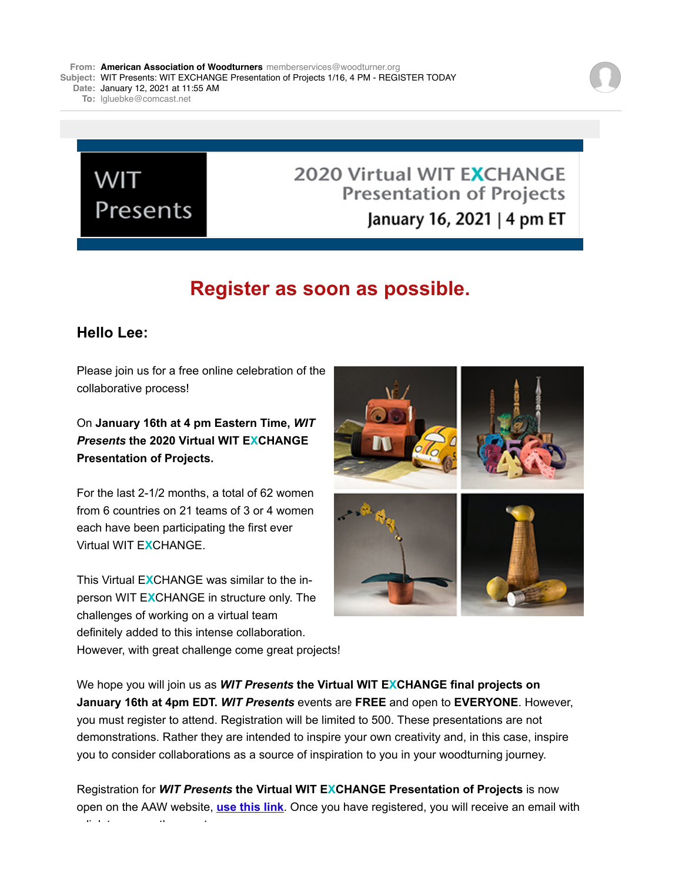**From:** American Association of Woodturners memberservices@woodturner.org
**Subject:** WIT Presents: WIT EXCHANGE Presentation of Projects 1/16, 4 PM - REGISTER TODAY
**Date:** January 12, 2021 at 11:55 AM
**To:** lgluebke@comcast.net

WIT Presents

2020 Virtual WIT EXCHANGE
Presentation of Projects
January 16, 2021 | 4 pm ET

# Register as soon as possible.

### Hello Lee:

Please join us for a free online celebration of the collaborative process!

On **January 16th at 4 pm Eastern Time, *WIT Presents* the 2020 Virtual WIT EXCHANGE Presentation of Projects.**

For the last 2-1/2 months, a total of 62 women from 6 countries on 21 teams of 3 or 4 women each have been participating the first ever Virtual WIT EXCHANGE.

This Virtual EXCHANGE was similar to the in-person WIT EXCHANGE in structure only. The challenges of working on a virtual team definitely added to this intense collaboration. However, with great challenge come great projects!

We hope you will join us as ***WIT Presents* the Virtual WIT EXCHANGE final projects on January 16th at 4pm EDT.** ***WIT Presents*** events are **FREE** and open to **EVERYONE**. However, you must register to attend. Registration will be limited to 500. These presentations are not demonstrations. Rather they are intended to inspire your own creativity and, in this case, inspire you to consider collaborations as a source of inspiration to you in your woodturning journey.

Registration for ***WIT Presents* the Virtual WIT EXCHANGE Presentation of Projects** is now open on the AAW website, **use this link**. Once you have registered, you will receive an email with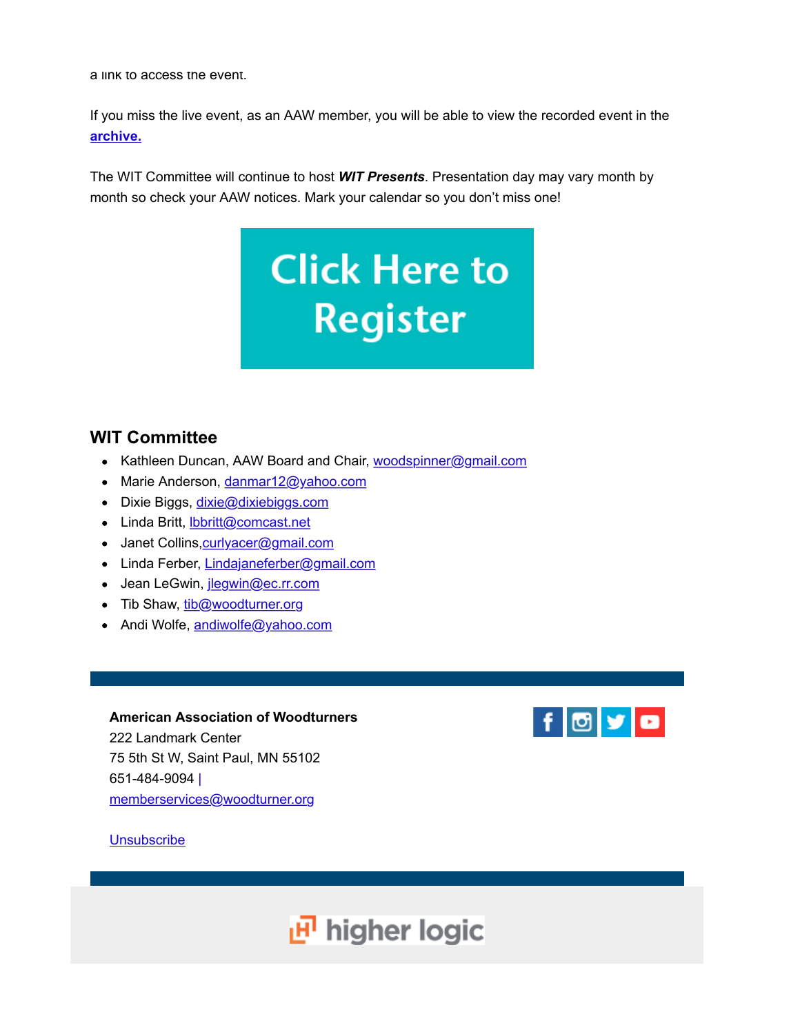a link to access the event.

If you miss the live event, as an AAW member, you will be able to view the recorded event in the **archive.**

The WIT Committee will continue to host ***WIT Presents***. Presentation day may vary month by month so check your AAW notices. Mark your calendar so you don't miss one!

Click Here to Register

## WIT Committee

- Kathleen Duncan, AAW Board and Chair, woodspinner@gmail.com
- Marie Anderson, danmar12@yahoo.com
- Dixie Biggs, dixie@dixiebiggs.com
- Linda Britt, lbbritt@comcast.net
- Janet Collins,curlyacer@gmail.com
- Linda Ferber, Lindajaneferber@gmail.com
- Jean LeGwin, jlegwin@ec.rr.com
- Tib Shaw, tib@woodturner.org
- Andi Wolfe, andiwolfe@yahoo.com

**American Association of Woodturners**
222 Landmark Center
75 5th St W, Saint Paul, MN 55102
651-484-9094 |
memberservices@woodturner.org

Unsubscribe

higher logic